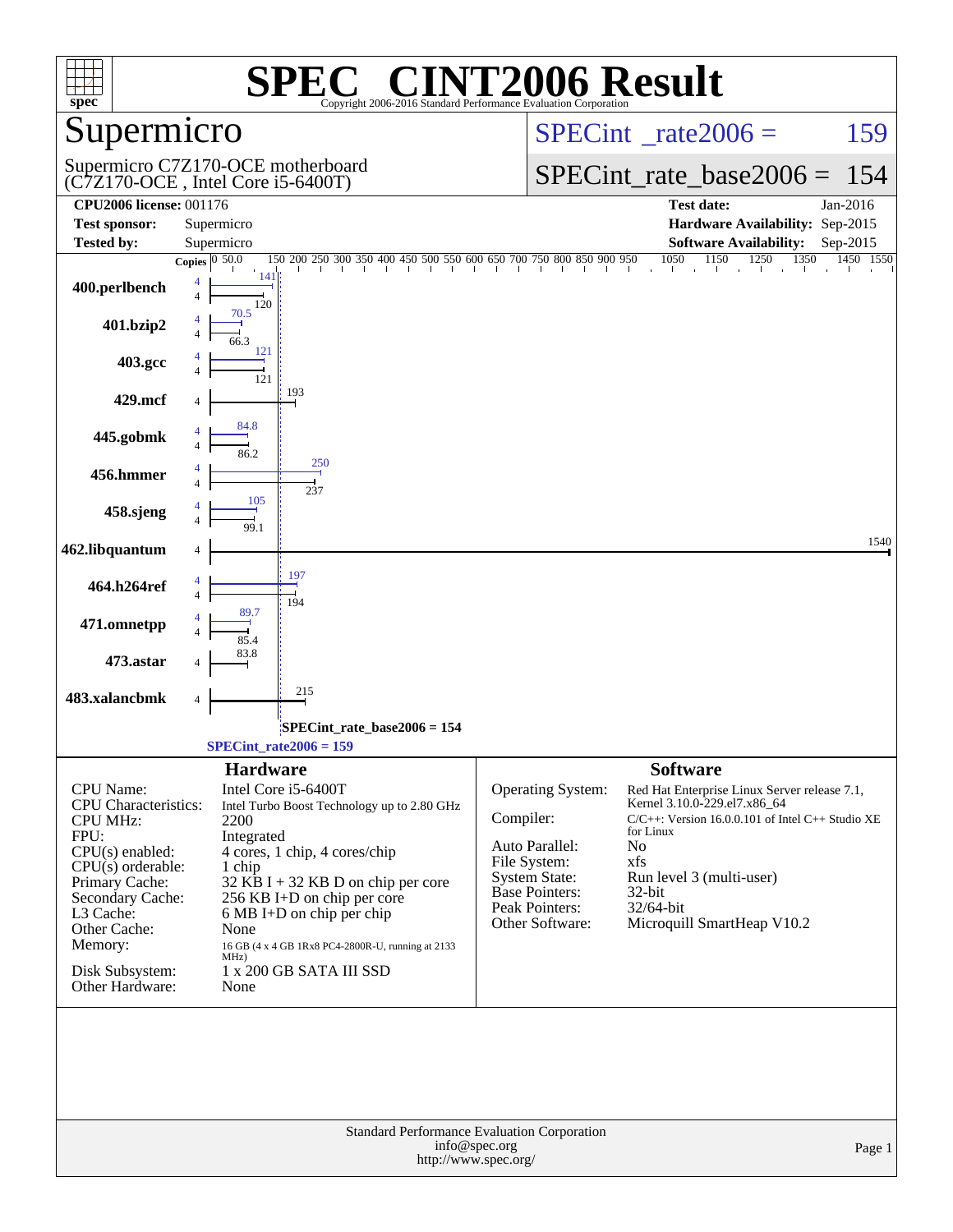# SPEC® CINT2006 Result

Copyright 2006-2016 Standard Performance Evaluation Corporation

## Supermicro

Supermicro C7Z170-OCE motherboard
(C7Z170-OCE , Intel Core i5-6400T)

SPECint_rate2006 = 159

SPECint_rate_base2006 = 154

| | | | |
|---|---|---|---|
| **CPU2006 license:** | 001176 | **Test date:** | Jan-2016 |
| **Test sponsor:** | Supermicro | **Hardware Availability:** | Sep-2015 |
| **Tested by:** | Supermicro | **Software Availability:** | Sep-2015 |

| Benchmark | Copies | Peak | Base |
|---|---|---|---|
| 400.perlbench | 4 | 141 | 120 |
| 401.bzip2 | 4 | 70.5 | 66.3 |
| 403.gcc | 4 | 121 | 121 |
| 429.mcf | 4 | | 193 |
| 445.gobmk | 4 | 84.8 | 86.2 |
| 456.hmmer | 4 | 250 | 237 |
| 458.sjeng | 4 | 105 | 99.1 |
| 462.libquantum | 4 | | 1540 |
| 464.h264ref | 4 | 197 | 194 |
| 471.omnetpp | 4 | 89.7 | 85.4 |
| 473.astar | 4 | | 83.8 |
| 483.xalancbmk | 4 | | 215 |

SPECint_rate_base2006 = 154

SPECint_rate2006 = 159

### Hardware

| | |
|---|---|
| CPU Name: | Intel Core i5-6400T |
| CPU Characteristics: | Intel Turbo Boost Technology up to 2.80 GHz |
| CPU MHz: | 2200 |
| FPU: | Integrated |
| CPU(s) enabled: | 4 cores, 1 chip, 4 cores/chip |
| CPU(s) orderable: | 1 chip |
| Primary Cache: | 32 KB I + 32 KB D on chip per core |
| Secondary Cache: | 256 KB I+D on chip per core |
| L3 Cache: | 6 MB I+D on chip per chip |
| Other Cache: | None |
| Memory: | 16 GB (4 x 4 GB 1Rx8 PC4-2800R-U, running at 2133 MHz) |
| Disk Subsystem: | 1 x 200 GB SATA III SSD |
| Other Hardware: | None |

### Software

| | |
|---|---|
| Operating System: | Red Hat Enterprise Linux Server release 7.1, Kernel 3.10.0-229.el7.x86_64 |
| Compiler: | C/C++: Version 16.0.0.101 of Intel C++ Studio XE for Linux |
| Auto Parallel: | No |
| File System: | xfs |
| System State: | Run level 3 (multi-user) |
| Base Pointers: | 32-bit |
| Peak Pointers: | 32/64-bit |
| Other Software: | Microquill SmartHeap V10.2 |

Standard Performance Evaluation Corporation
info@spec.org
http://www.spec.org/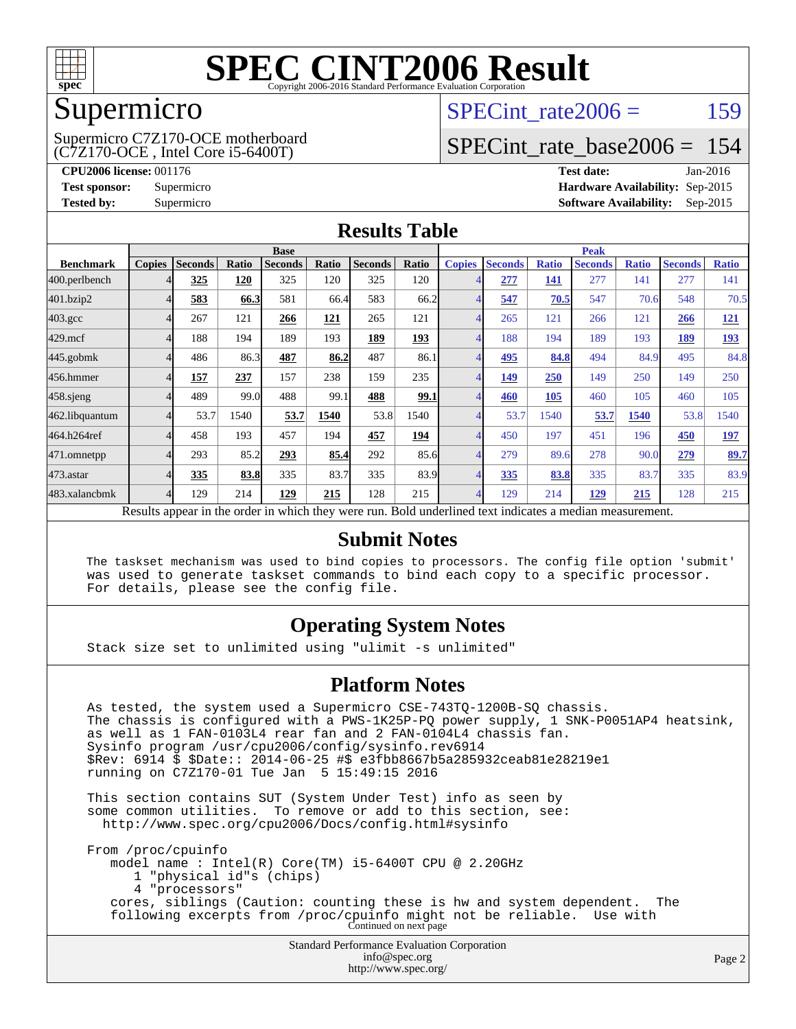# SPEC CINT2006 Result

Copyright 2006-2016 Standard Performance Evaluation Corporation

## Supermicro

Supermicro C7Z170-OCE motherboard
(C7Z170-OCE , Intel Core i5-6400T)

SPECint_rate2006 = 159

SPECint_rate_base2006 = 154

**CPU2006 license:** 001176
**Test sponsor:** Supermicro
**Tested by:** Supermicro

**Test date:** Jan-2016
**Hardware Availability:** Sep-2015
**Software Availability:** Sep-2015

## Results Table

| Benchmark | Base | | | | | | | Peak | | | | | | |
|---|---|---|---|---|---|---|---|---|---|---|---|---|---|---|
| | Copies | Seconds | Ratio | Seconds | Ratio | Seconds | Ratio | Copies | Seconds | Ratio | Seconds | Ratio | Seconds | Ratio |
| 400.perlbench | 4 | **325** | **120** | 325 | 120 | 325 | 120 | 4 | **277** | **141** | 277 | 141 | 277 | 141 |
| 401.bzip2 | 4 | **583** | **66.3** | 581 | 66.4 | 583 | 66.2 | 4 | **547** | **70.5** | 547 | 70.6 | 548 | 70.5 |
| 403.gcc | 4 | 267 | 121 | **266** | **121** | 265 | 121 | 4 | 265 | 121 | 266 | 121 | **266** | **121** |
| 429.mcf | 4 | 188 | 194 | 189 | 193 | **189** | **193** | 4 | 188 | 194 | 189 | 193 | **189** | **193** |
| 445.gobmk | 4 | 486 | 86.3 | **487** | **86.2** | 487 | 86.1 | 4 | **495** | **84.8** | 494 | 84.9 | 495 | 84.8 |
| 456.hmmer | 4 | **157** | **237** | 157 | 238 | 159 | 235 | 4 | **149** | **250** | 149 | 250 | 149 | 250 |
| 458.sjeng | 4 | 489 | 99.0 | 488 | 99.1 | **488** | **99.1** | 4 | **460** | **105** | 460 | 105 | 460 | 105 |
| 462.libquantum | 4 | 53.7 | 1540 | **53.7** | **1540** | 53.8 | 1540 | 4 | 53.7 | 1540 | **53.7** | **1540** | 53.8 | 1540 |
| 464.h264ref | 4 | 458 | 193 | 457 | 194 | **457** | **194** | 4 | 450 | 197 | 451 | 196 | **450** | **197** |
| 471.omnetpp | 4 | 293 | 85.2 | **293** | **85.4** | 292 | 85.6 | 4 | 279 | 89.6 | 278 | 90.0 | **279** | **89.7** |
| 473.astar | 4 | **335** | **83.8** | 335 | 83.7 | 335 | 83.9 | 4 | **335** | **83.8** | 335 | 83.7 | 335 | 83.9 |
| 483.xalancbmk | 4 | 129 | 214 | **129** | **215** | 128 | 215 | 4 | 129 | 214 | **129** | **215** | 128 | 215 |

Results appear in the order in which they were run. Bold underlined text indicates a median measurement.

## Submit Notes

```
The taskset mechanism was used to bind copies to processors. The config file option 'submit'
was used to generate taskset commands to bind each copy to a specific processor.
For details, please see the config file.
```

## Operating System Notes

```
Stack size set to unlimited using "ulimit -s unlimited"
```

## Platform Notes

```
As tested, the system used a Supermicro CSE-743TQ-1200B-SQ chassis.
The chassis is configured with a PWS-1K25P-PQ power supply, 1 SNK-P0051AP4 heatsink,
as well as 1 FAN-0103L4 rear fan and 2 FAN-0104L4 chassis fan.
Sysinfo program /usr/cpu2006/config/sysinfo.rev6914
$Rev: 6914 $ $Date:: 2014-06-25 #$ e3fbb8667b5a285932ceab81e28219e1
running on C7Z170-01 Tue Jan  5 15:49:15 2016

This section contains SUT (System Under Test) info as seen by
some common utilities.  To remove or add to this section, see:
  http://www.spec.org/cpu2006/Docs/config.html#sysinfo

From /proc/cpuinfo
   model name : Intel(R) Core(TM) i5-6400T CPU @ 2.20GHz
      1 "physical id"s (chips)
      4 "processors"
   cores, siblings (Caution: counting these is hw and system dependent.  The
   following excerpts from /proc/cpuinfo might not be reliable.  Use with
```

Continued on next page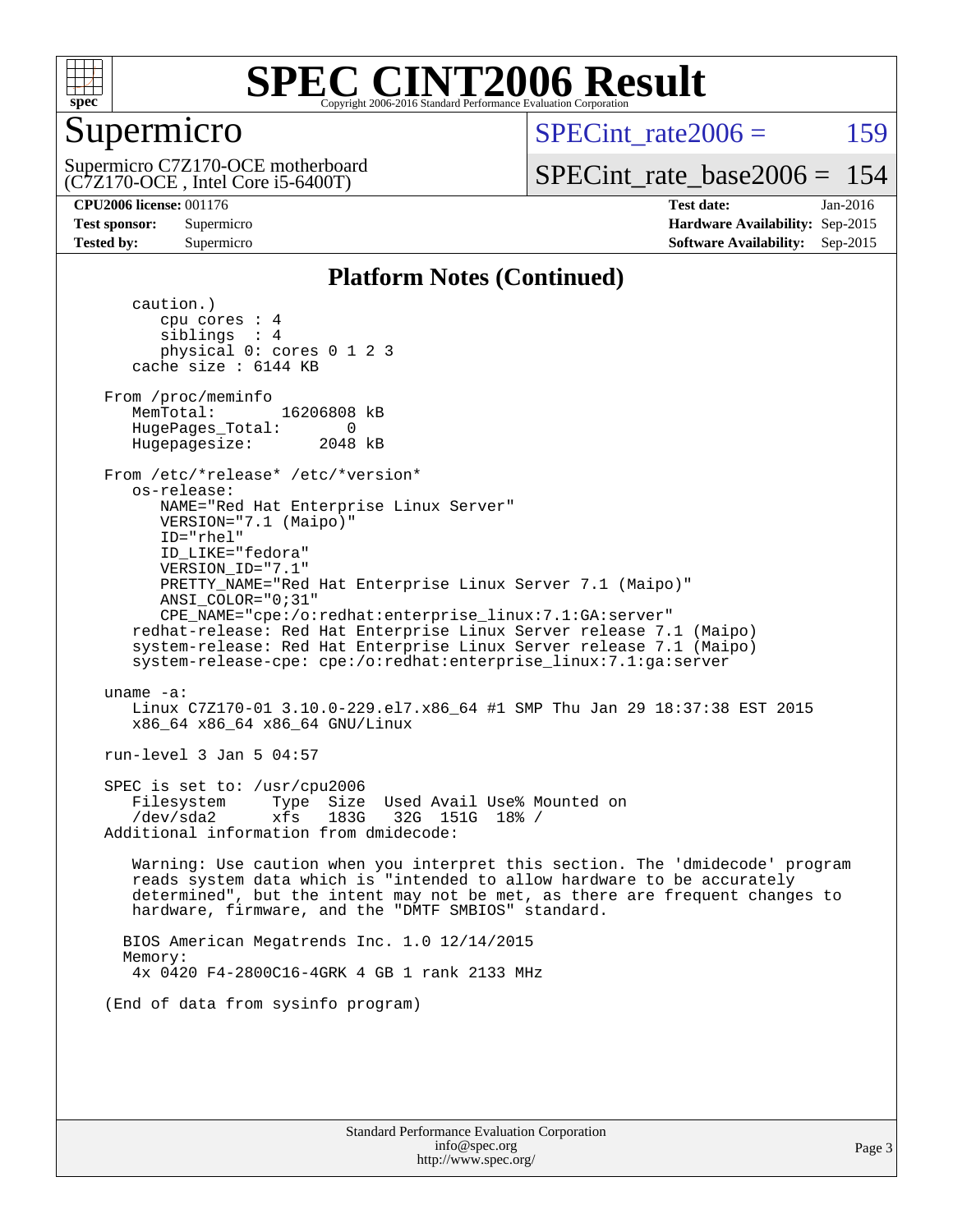## Platform Notes (Continued)

```
      caution.)
         cpu cores : 4
         siblings  : 4
         physical 0: cores 0 1 2 3
      cache size : 6144 KB

   From /proc/meminfo
      MemTotal:       16206808 kB
      HugePages_Total:       0
      Hugepagesize:       2048 kB

   From /etc/*release* /etc/*version*
      os-release:
         NAME="Red Hat Enterprise Linux Server"
         VERSION="7.1 (Maipo)"
         ID="rhel"
         ID_LIKE="fedora"
         VERSION_ID="7.1"
         PRETTY_NAME="Red Hat Enterprise Linux Server 7.1 (Maipo)"
         ANSI_COLOR="0;31"
         CPE_NAME="cpe:/o:redhat:enterprise_linux:7.1:GA:server"
      redhat-release: Red Hat Enterprise Linux Server release 7.1 (Maipo)
      system-release: Red Hat Enterprise Linux Server release 7.1 (Maipo)
      system-release-cpe: cpe:/o:redhat:enterprise_linux:7.1:ga:server

   uname -a:
      Linux C7Z170-01 3.10.0-229.el7.x86_64 #1 SMP Thu Jan 29 18:37:38 EST 2015
      x86_64 x86_64 x86_64 GNU/Linux

   run-level 3 Jan 5 04:57

   SPEC is set to: /usr/cpu2006
      Filesystem     Type  Size  Used Avail Use% Mounted on
      /dev/sda2      xfs   183G   32G  151G  18% /
   Additional information from dmidecode:

      Warning: Use caution when you interpret this section. The 'dmidecode' program
      reads system data which is "intended to allow hardware to be accurately
      determined", but the intent may not be met, as there are frequent changes to
      hardware, firmware, and the "DMTF SMBIOS" standard.

     BIOS American Megatrends Inc. 1.0 12/14/2015
     Memory:
      4x 0420 F4-2800C16-4GRK 4 GB 1 rank 2133 MHz

   (End of data from sysinfo program)
```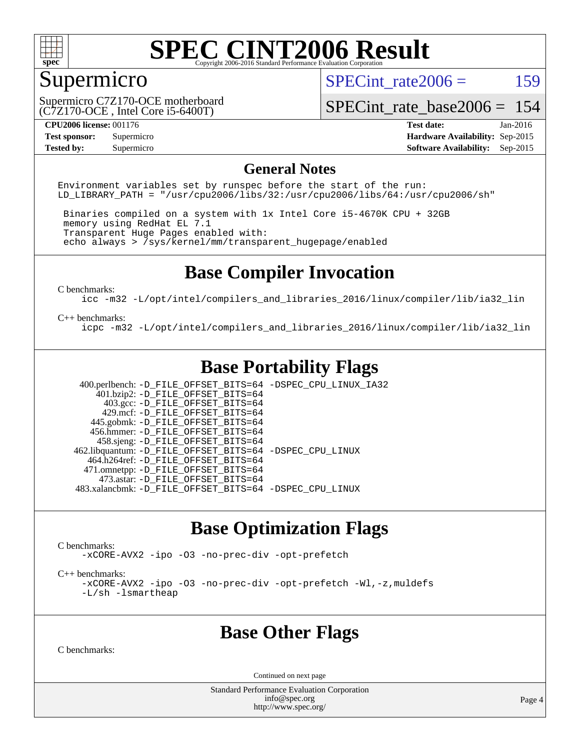# SPEC CINT2006 Result

Copyright 2006-2016 Standard Performance Evaluation Corporation

## Supermicro

Supermicro C7Z170-OCE motherboard
(C7Z170-OCE , Intel Core i5-6400T)

SPECint_rate2006 = 159

SPECint_rate_base2006 = 154

| | | | |
|---|---|---|---|
| **CPU2006 license:** | 001176 | **Test date:** | Jan-2016 |
| **Test sponsor:** | Supermicro | **Hardware Availability:** | Sep-2015 |
| **Tested by:** | Supermicro | **Software Availability:** | Sep-2015 |

## General Notes

```
Environment variables set by runspec before the start of the run:
LD_LIBRARY_PATH = "/usr/cpu2006/libs/32:/usr/cpu2006/libs/64:/usr/cpu2006/sh"

 Binaries compiled on a system with 1x Intel Core i5-4670K CPU + 32GB
 memory using RedHat EL 7.1
 Transparent Huge Pages enabled with:
 echo always > /sys/kernel/mm/transparent_hugepage/enabled
```

## Base Compiler Invocation

C benchmarks:

```
icc -m32 -L/opt/intel/compilers_and_libraries_2016/linux/compiler/lib/ia32_lin
```

C++ benchmarks:

```
icpc -m32 -L/opt/intel/compilers_and_libraries_2016/linux/compiler/lib/ia32_lin
```

## Base Portability Flags

| | |
|---|---|
| 400.perlbench: | -D_FILE_OFFSET_BITS=64 -DSPEC_CPU_LINUX_IA32 |
| 401.bzip2: | -D_FILE_OFFSET_BITS=64 |
| 403.gcc: | -D_FILE_OFFSET_BITS=64 |
| 429.mcf: | -D_FILE_OFFSET_BITS=64 |
| 445.gobmk: | -D_FILE_OFFSET_BITS=64 |
| 456.hmmer: | -D_FILE_OFFSET_BITS=64 |
| 458.sjeng: | -D_FILE_OFFSET_BITS=64 |
| 462.libquantum: | -D_FILE_OFFSET_BITS=64 -DSPEC_CPU_LINUX |
| 464.h264ref: | -D_FILE_OFFSET_BITS=64 |
| 471.omnetpp: | -D_FILE_OFFSET_BITS=64 |
| 473.astar: | -D_FILE_OFFSET_BITS=64 |
| 483.xalancbmk: | -D_FILE_OFFSET_BITS=64 -DSPEC_CPU_LINUX |

## Base Optimization Flags

C benchmarks:

```
-xCORE-AVX2 -ipo -O3 -no-prec-div -opt-prefetch
```

C++ benchmarks:

```
-xCORE-AVX2 -ipo -O3 -no-prec-div -opt-prefetch -Wl,-z,muldefs
-L/sh -lsmartheap
```

## Base Other Flags

C benchmarks:

Continued on next page

Standard Performance Evaluation Corporation
info@spec.org
http://www.spec.org/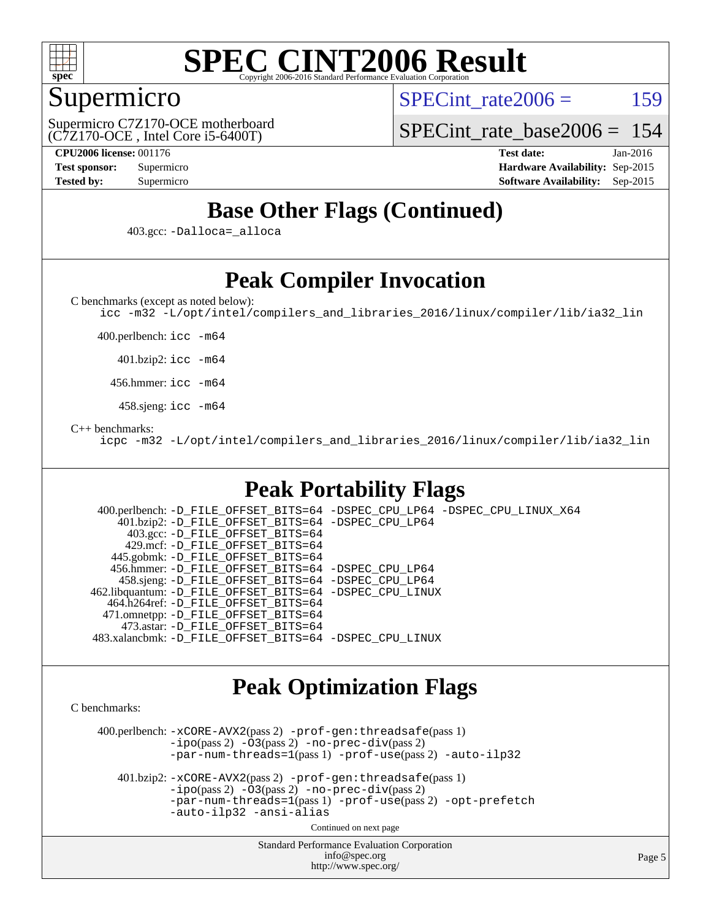# SPEC CINT2006 Result

## Supermicro

Supermicro C7Z170-OCE motherboard
(C7Z170-OCE , Intel Core i5-6400T)

SPECint_rate2006 = 159

SPECint_rate_base2006 = 154

**CPU2006 license:** 001176
**Test sponsor:** Supermicro
**Tested by:** Supermicro

**Test date:** Jan-2016
**Hardware Availability:** Sep-2015
**Software Availability:** Sep-2015

## Base Other Flags (Continued)

403.gcc: -Dalloca=_alloca

## Peak Compiler Invocation

C benchmarks (except as noted below):
icc -m32 -L/opt/intel/compilers_and_libraries_2016/linux/compiler/lib/ia32_lin

400.perlbench: icc -m64

401.bzip2: icc -m64

456.hmmer: icc -m64

458.sjeng: icc -m64

C++ benchmarks:
icpc -m32 -L/opt/intel/compilers_and_libraries_2016/linux/compiler/lib/ia32_lin

## Peak Portability Flags

400.perlbench: -D_FILE_OFFSET_BITS=64 -DSPEC_CPU_LP64 -DSPEC_CPU_LINUX_X64
401.bzip2: -D_FILE_OFFSET_BITS=64 -DSPEC_CPU_LP64
403.gcc: -D_FILE_OFFSET_BITS=64
429.mcf: -D_FILE_OFFSET_BITS=64
445.gobmk: -D_FILE_OFFSET_BITS=64
456.hmmer: -D_FILE_OFFSET_BITS=64 -DSPEC_CPU_LP64
458.sjeng: -D_FILE_OFFSET_BITS=64 -DSPEC_CPU_LP64
462.libquantum: -D_FILE_OFFSET_BITS=64 -DSPEC_CPU_LINUX
464.h264ref: -D_FILE_OFFSET_BITS=64
471.omnetpp: -D_FILE_OFFSET_BITS=64
473.astar: -D_FILE_OFFSET_BITS=64
483.xalancbmk: -D_FILE_OFFSET_BITS=64 -DSPEC_CPU_LINUX

## Peak Optimization Flags

C benchmarks:

400.perlbench: -xCORE-AVX2(pass 2) -prof-gen:threadsafe(pass 1) -ipo(pass 2) -O3(pass 2) -no-prec-div(pass 2) -par-num-threads=1(pass 1) -prof-use(pass 2) -auto-ilp32

401.bzip2: -xCORE-AVX2(pass 2) -prof-gen:threadsafe(pass 1) -ipo(pass 2) -O3(pass 2) -no-prec-div(pass 2) -par-num-threads=1(pass 1) -prof-use(pass 2) -opt-prefetch -auto-ilp32 -ansi-alias

Continued on next page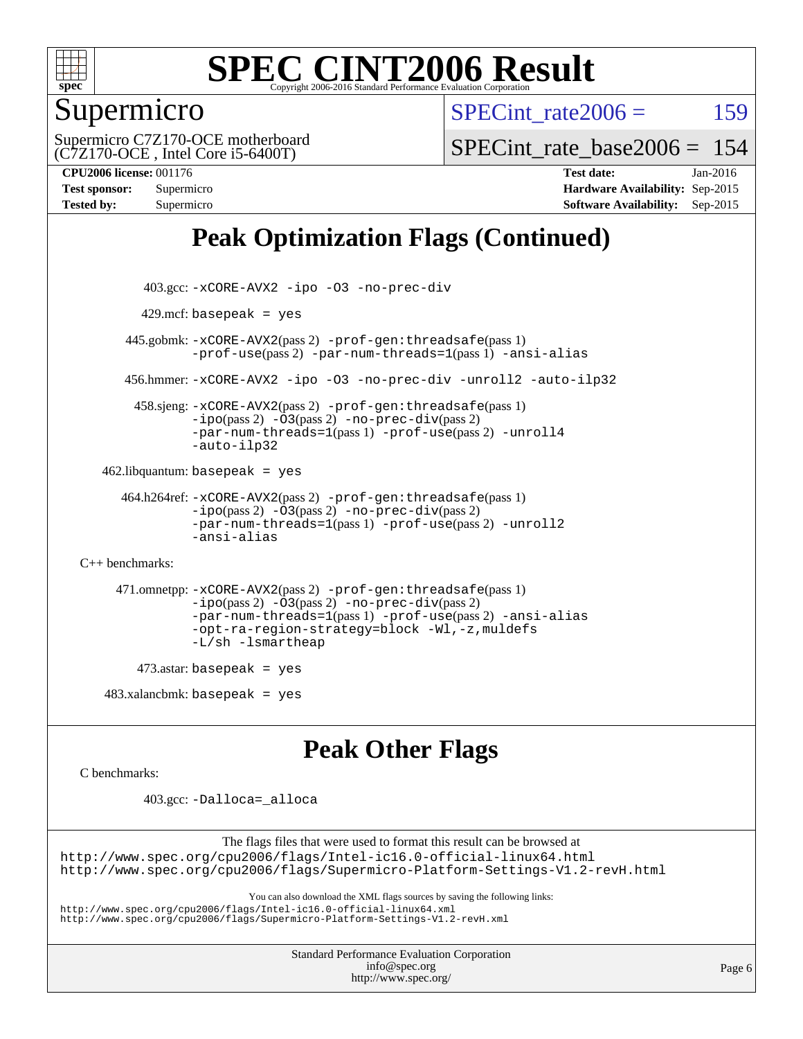# SPEC CINT2006 Result

Copyright 2006-2016 Standard Performance Evaluation Corporation

## Supermicro

Supermicro C7Z170-OCE motherboard
(C7Z170-OCE , Intel Core i5-6400T)

SPECint_rate2006 = 159

SPECint_rate_base2006 = 154

**CPU2006 license:** 001176
**Test sponsor:** Supermicro
**Tested by:** Supermicro

**Test date:** Jan-2016
**Hardware Availability:** Sep-2015
**Software Availability:** Sep-2015

## Peak Optimization Flags (Continued)

403.gcc: -xCORE-AVX2 -ipo -O3 -no-prec-div

429.mcf: basepeak = yes

445.gobmk: -xCORE-AVX2(pass 2) -prof-gen:threadsafe(pass 1) -prof-use(pass 2) -par-num-threads=1(pass 1) -ansi-alias

456.hmmer: -xCORE-AVX2 -ipo -O3 -no-prec-div -unroll2 -auto-ilp32

458.sjeng: -xCORE-AVX2(pass 2) -prof-gen:threadsafe(pass 1) -ipo(pass 2) -O3(pass 2) -no-prec-div(pass 2) -par-num-threads=1(pass 1) -prof-use(pass 2) -unroll4 -auto-ilp32

462.libquantum: basepeak = yes

464.h264ref: -xCORE-AVX2(pass 2) -prof-gen:threadsafe(pass 1) -ipo(pass 2) -O3(pass 2) -no-prec-div(pass 2) -par-num-threads=1(pass 1) -prof-use(pass 2) -unroll2 -ansi-alias

C++ benchmarks:

471.omnetpp: -xCORE-AVX2(pass 2) -prof-gen:threadsafe(pass 1) -ipo(pass 2) -O3(pass 2) -no-prec-div(pass 2) -par-num-threads=1(pass 1) -prof-use(pass 2) -ansi-alias -opt-ra-region-strategy=block -Wl,-z,muldefs -L/sh -lsmartheap

473.astar: basepeak = yes

483.xalancbmk: basepeak = yes

## Peak Other Flags

C benchmarks:

403.gcc: -Dalloca=_alloca

The flags files that were used to format this result can be browsed at
http://www.spec.org/cpu2006/flags/Intel-ic16.0-official-linux64.html
http://www.spec.org/cpu2006/flags/Supermicro-Platform-Settings-V1.2-revH.html

You can also download the XML flags sources by saving the following links:
http://www.spec.org/cpu2006/flags/Intel-ic16.0-official-linux64.xml
http://www.spec.org/cpu2006/flags/Supermicro-Platform-Settings-V1.2-revH.xml

Standard Performance Evaluation Corporation
info@spec.org
http://www.spec.org/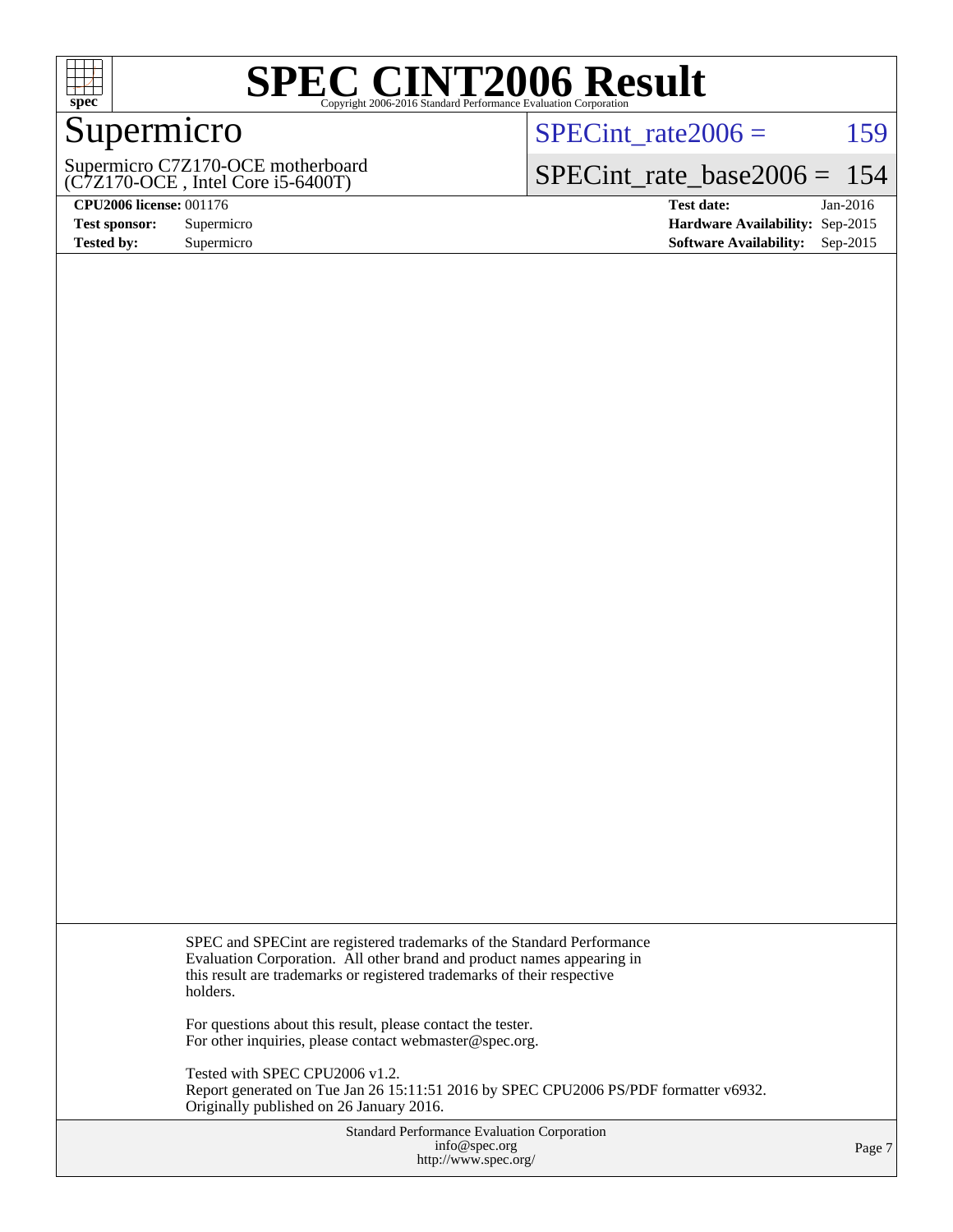SPEC and SPECint are registered trademarks of the Standard Performance Evaluation Corporation. All other brand and product names appearing in this result are trademarks or registered trademarks of their respective holders.

For questions about this result, please contact the tester.
For other inquiries, please contact webmaster@spec.org.

Tested with SPEC CPU2006 v1.2.
Report generated on Tue Jan 26 15:11:51 2016 by SPEC CPU2006 PS/PDF formatter v6932.
Originally published on 26 January 2016.